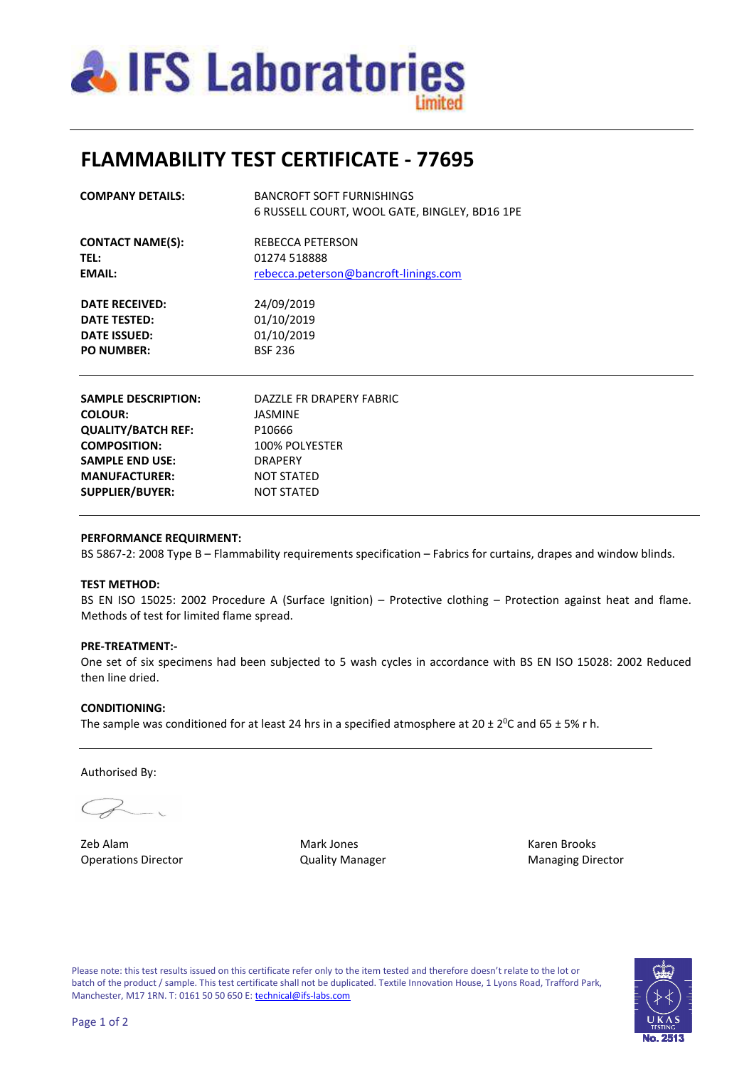# IFS Laboratories Limited

## FLAMMABILITY TEST CERTIFICATE - 77695

| | |
|---|---|
| **COMPANY DETAILS:** | BANCROFT SOFT FURNISHINGS<br>6 RUSSELL COURT, WOOL GATE, BINGLEY, BD16 1PE |
| **CONTACT NAME(S):** | REBECCA PETERSON |
| **TEL:** | 01274 518888 |
| **EMAIL:** | rebecca.peterson@bancroft-linings.com |
| **DATE RECEIVED:** | 24/09/2019 |
| **DATE TESTED:** | 01/10/2019 |
| **DATE ISSUED:** | 01/10/2019 |
| **PO NUMBER:** | BSF 236 |

| | |
|---|---|
| **SAMPLE DESCRIPTION:** | DAZZLE FR DRAPERY FABRIC |
| **COLOUR:** | JASMINE |
| **QUALITY/BATCH REF:** | P10666 |
| **COMPOSITION:** | 100% POLYESTER |
| **SAMPLE END USE:** | DRAPERY |
| **MANUFACTURER:** | NOT STATED |
| **SUPPLIER/BUYER:** | NOT STATED |

**PERFORMANCE REQURIMENT:**

BS 5867-2: 2008 Type B – Flammability requirements specification – Fabrics for curtains, drapes and window blinds.

**TEST METHOD:**

BS EN ISO 15025: 2002 Procedure A (Surface Ignition) – Protective clothing – Protection against heat and flame. Methods of test for limited flame spread.

**PRE-TREATMENT:-**

One set of six specimens had been subjected to 5 wash cycles in accordance with BS EN ISO 15028: 2002 Reduced then line dried.

**CONDITIONING:**

The sample was conditioned for at least 24 hrs in a specified atmosphere at 20 ± 2$^{0}$C and 65 ± 5% r h.

Authorised By:

| | | |
|---|---|---|
| Zeb Alam<br>Operations Director | Mark Jones<br>Quality Manager | Karen Brooks<br>Managing Director |

Please note: this test results issued on this certificate refer only to the item tested and therefore doesn't relate to the lot or batch of the product / sample. This test certificate shall not be duplicated. Textile Innovation House, 1 Lyons Road, Trafford Park, Manchester, M17 1RN. T: 0161 50 50 650 E: technical@ifs-labs.com

UKAS TESTING No. 2513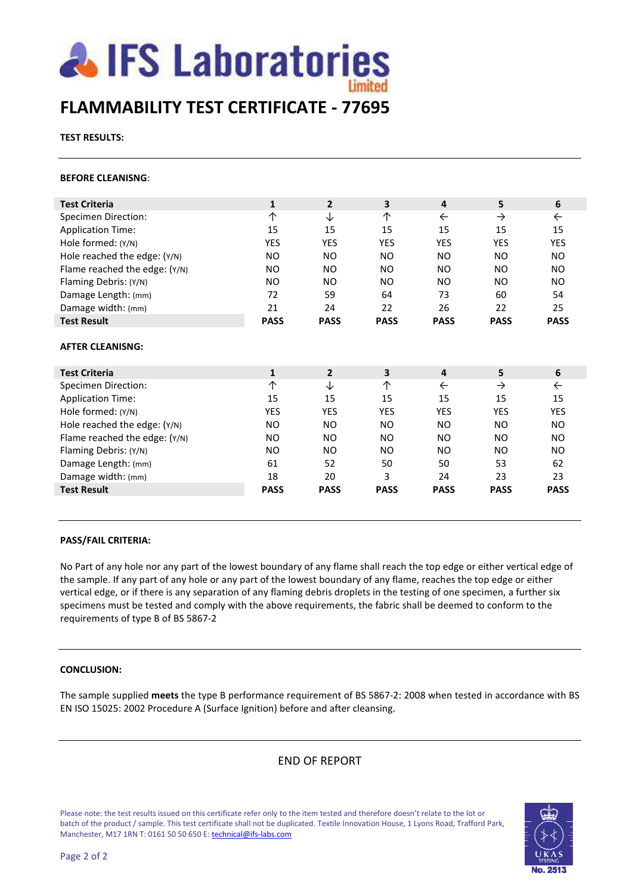# IFS Laboratories Limited

# FLAMMABILITY TEST CERTIFICATE - 77695

**TEST RESULTS:**

**BEFORE CLEANISNG**:

| **Test Criteria** | **1** | **2** | **3** | **4** | **5** | **6** |
|---|---|---|---|---|---|---|
| Specimen Direction: | ↑ | ↓ | ↑ | ← | → | ← |
| Application Time: | 15 | 15 | 15 | 15 | 15 | 15 |
| Hole formed: (Y/N) | YES | YES | YES | YES | YES | YES |
| Hole reached the edge: (Y/N) | NO | NO | NO | NO | NO | NO |
| Flame reached the edge: (Y/N) | NO | NO | NO | NO | NO | NO |
| Flaming Debris: (Y/N) | NO | NO | NO | NO | NO | NO |
| Damage Length: (mm) | 72 | 59 | 64 | 73 | 60 | 54 |
| Damage width: (mm) | 21 | 24 | 22 | 26 | 22 | 25 |
| **Test Result** | **PASS** | **PASS** | **PASS** | **PASS** | **PASS** | **PASS** |

**AFTER CLEANISNG:**

| **Test Criteria** | **1** | **2** | **3** | **4** | **5** | **6** |
|---|---|---|---|---|---|---|
| Specimen Direction: | ↑ | ↓ | ↑ | ← | → | ← |
| Application Time: | 15 | 15 | 15 | 15 | 15 | 15 |
| Hole formed: (Y/N) | YES | YES | YES | YES | YES | YES |
| Hole reached the edge: (Y/N) | NO | NO | NO | NO | NO | NO |
| Flame reached the edge: (Y/N) | NO | NO | NO | NO | NO | NO |
| Flaming Debris: (Y/N) | NO | NO | NO | NO | NO | NO |
| Damage Length: (mm) | 61 | 52 | 50 | 50 | 53 | 62 |
| Damage width: (mm) | 18 | 20 | 3 | 24 | 23 | 23 |
| **Test Result** | **PASS** | **PASS** | **PASS** | **PASS** | **PASS** | **PASS** |

**PASS/FAIL CRITERIA:**

No Part of any hole nor any part of the lowest boundary of any flame shall reach the top edge or either vertical edge of the sample. If any part of any hole or any part of the lowest boundary of any flame, reaches the top edge or either vertical edge, or if there is any separation of any flaming debris droplets in the testing of one specimen, a further six specimens must be tested and comply with the above requirements, the fabric shall be deemed to conform to the requirements of type B of BS 5867-2

**CONCLUSION:**

The sample supplied **meets** the type B performance requirement of BS 5867-2: 2008 when tested in accordance with BS EN ISO 15025: 2002 Procedure A (Surface Ignition) before and after cleansing.

END OF REPORT

Please note: the test results issued on this certificate refer only to the item tested and therefore doesn't relate to the lot or batch of the product / sample. This test certificate shall not be duplicated. Textile Innovation House, 1 Lyons Road, Trafford Park, Manchester, M17 1RN T: 0161 50 50 650 E: technical@ifs-labs.com

UKAS TESTING No. 2513